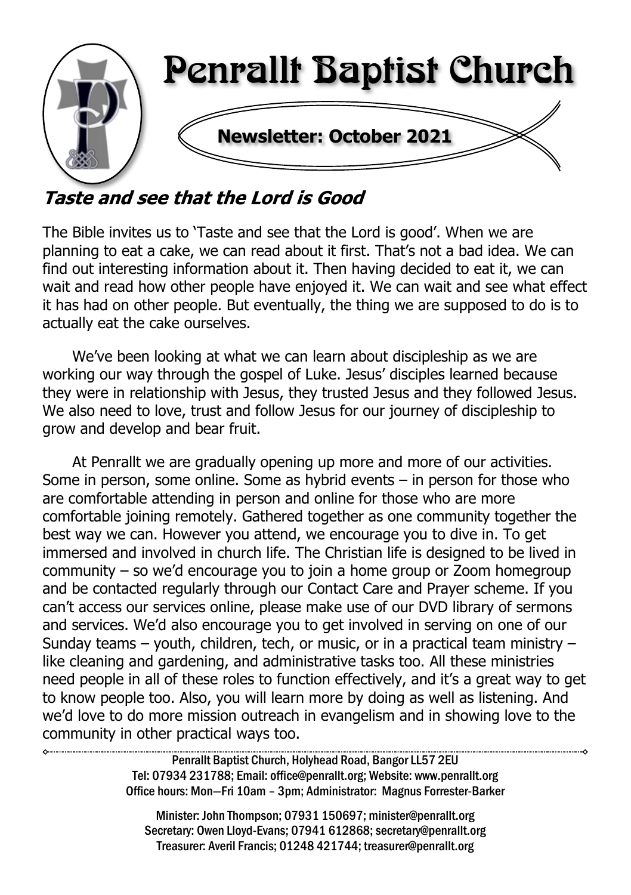# Penrallt Baptist Church

**Newsletter: October 2021**

## *Taste and see that the Lord is Good*

The Bible invites us to 'Taste and see that the Lord is good'. When we are planning to eat a cake, we can read about it first. That's not a bad idea. We can find out interesting information about it. Then having decided to eat it, we can wait and read how other people have enjoyed it. We can wait and see what effect it has had on other people. But eventually, the thing we are supposed to do is to actually eat the cake ourselves.

We've been looking at what we can learn about discipleship as we are working our way through the gospel of Luke. Jesus' disciples learned because they were in relationship with Jesus, they trusted Jesus and they followed Jesus. We also need to love, trust and follow Jesus for our journey of discipleship to grow and develop and bear fruit.

At Penrallt we are gradually opening up more and more of our activities. Some in person, some online. Some as hybrid events – in person for those who are comfortable attending in person and online for those who are more comfortable joining remotely. Gathered together as one community together the best way we can. However you attend, we encourage you to dive in. To get immersed and involved in church life. The Christian life is designed to be lived in community – so we'd encourage you to join a home group or Zoom homegroup and be contacted regularly through our Contact Care and Prayer scheme. If you can't access our services online, please make use of our DVD library of sermons and services. We'd also encourage you to get involved in serving on one of our Sunday teams – youth, children, tech, or music, or in a practical team ministry – like cleaning and gardening, and administrative tasks too. All these ministries need people in all of these roles to function effectively, and it's a great way to get to know people too. Also, you will learn more by doing as well as listening. And we'd love to do more mission outreach in evangelism and in showing love to the community in other practical ways too.

---

Penrallt Baptist Church, Holyhead Road, Bangor LL57 2EU
Tel: 07934 231788; Email: office@penrallt.org; Website: www.penrallt.org
Office hours: Mon—Fri 10am – 3pm; Administrator: Magnus Forrester-Barker

Minister: John Thompson; 07931 150697; minister@penrallt.org
Secretary: Owen Lloyd-Evans; 07941 612868; secretary@penrallt.org
Treasurer: Averil Francis; 01248 421744; treasurer@penrallt.org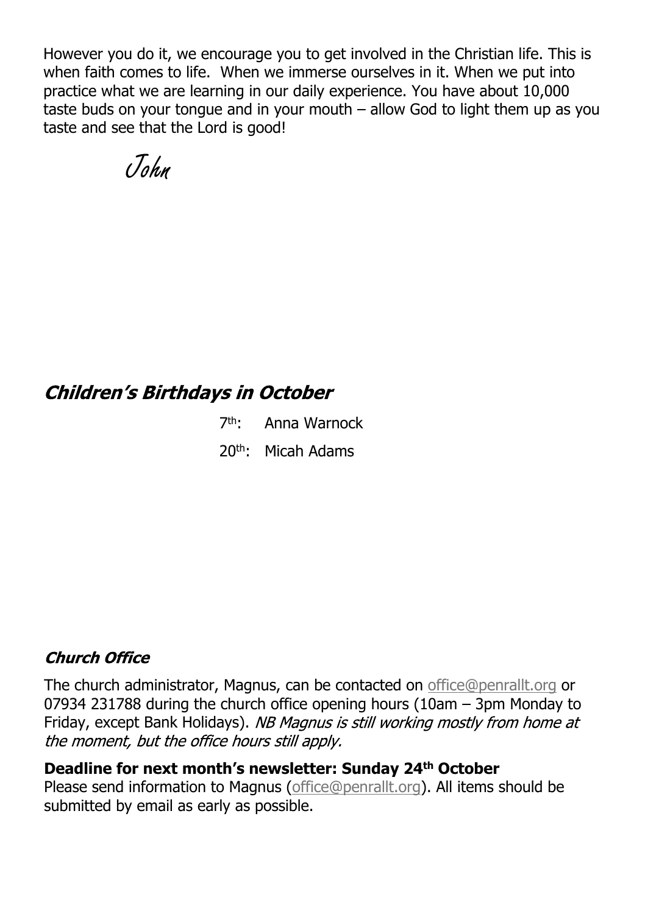However you do it, we encourage you to get involved in the Christian life. This is when faith comes to life. When we immerse ourselves in it. When we put into practice what we are learning in our daily experience. You have about 10,000 taste buds on your tongue and in your mouth – allow God to light them up as you taste and see that the Lord is good!

*John*

## *Children's Birthdays in October*

7th: Anna Warnock

20th: Micah Adams

### *Church Office*

The church administrator, Magnus, can be contacted on office@penrallt.org or 07934 231788 during the church office opening hours (10am – 3pm Monday to Friday, except Bank Holidays). *NB Magnus is still working mostly from home at the moment, but the office hours still apply.*

**Deadline for next month's newsletter: Sunday 24th October**
Please send information to Magnus (office@penrallt.org). All items should be submitted by email as early as possible.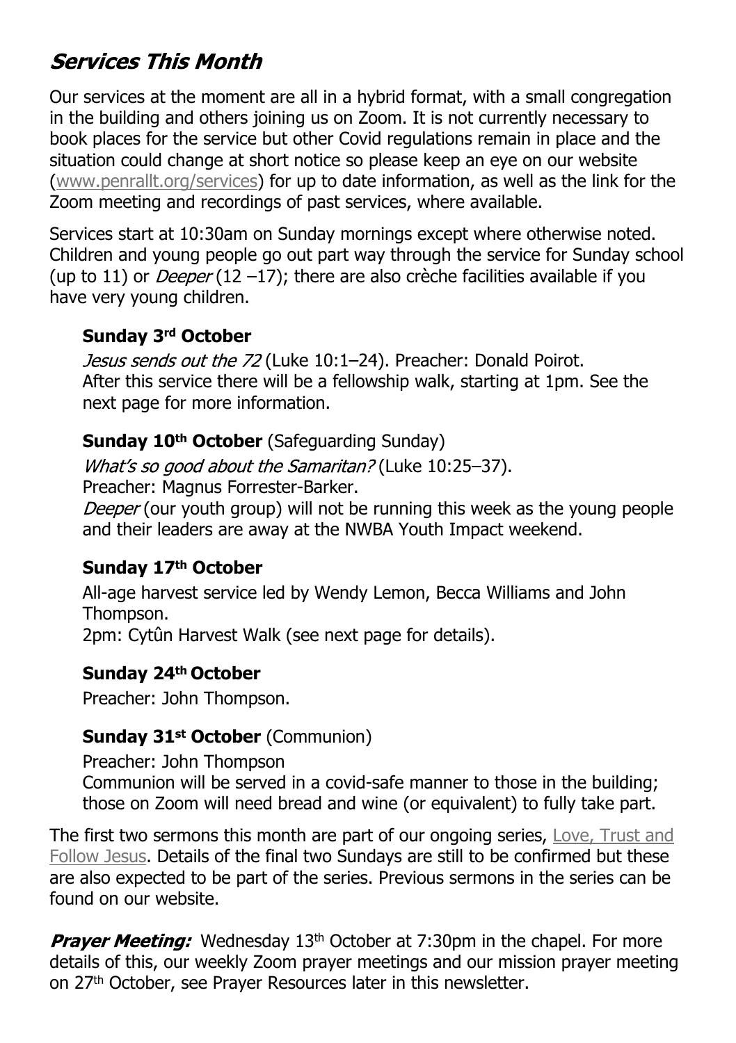## *Services This Month*

Our services at the moment are all in a hybrid format, with a small congregation in the building and others joining us on Zoom. It is not currently necessary to book places for the service but other Covid regulations remain in place and the situation could change at short notice so please keep an eye on our website (www.penrallt.org/services) for up to date information, as well as the link for the Zoom meeting and recordings of past services, where available.

Services start at 10:30am on Sunday mornings except where otherwise noted. Children and young people go out part way through the service for Sunday school (up to 11) or *Deeper* (12 –17); there are also crèche facilities available if you have very young children.

**Sunday 3rd October**

*Jesus sends out the 72* (Luke 10:1–24). Preacher: Donald Poirot.
After this service there will be a fellowship walk, starting at 1pm. See the next page for more information.

**Sunday 10th October** (Safeguarding Sunday)

*What's so good about the Samaritan?* (Luke 10:25–37).
Preacher: Magnus Forrester-Barker.
*Deeper* (our youth group) will not be running this week as the young people and their leaders are away at the NWBA Youth Impact weekend.

**Sunday 17th October**

All-age harvest service led by Wendy Lemon, Becca Williams and John Thompson.
2pm: Cytûn Harvest Walk (see next page for details).

**Sunday 24th October**

Preacher: John Thompson.

**Sunday 31st October** (Communion)

Preacher: John Thompson
Communion will be served in a covid-safe manner to those in the building; those on Zoom will need bread and wine (or equivalent) to fully take part.

The first two sermons this month are part of our ongoing series, Love, Trust and Follow Jesus. Details of the final two Sundays are still to be confirmed but these are also expected to be part of the series. Previous sermons in the series can be found on our website.

***Prayer Meeting:*** Wednesday 13th October at 7:30pm in the chapel. For more details of this, our weekly Zoom prayer meetings and our mission prayer meeting on 27th October, see Prayer Resources later in this newsletter.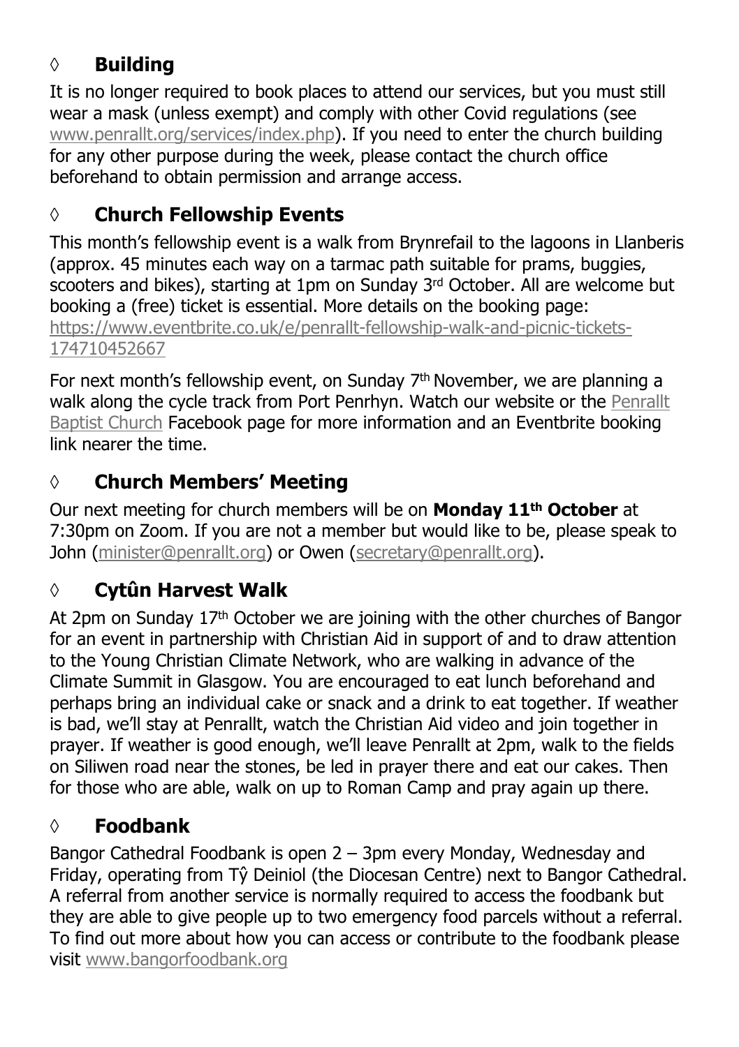## ◊ Building

It is no longer required to book places to attend our services, but you must still wear a mask (unless exempt) and comply with other Covid regulations (see www.penrallt.org/services/index.php). If you need to enter the church building for any other purpose during the week, please contact the church office beforehand to obtain permission and arrange access.

## ◊ Church Fellowship Events

This month's fellowship event is a walk from Brynrefail to the lagoons in Llanberis (approx. 45 minutes each way on a tarmac path suitable for prams, buggies, scooters and bikes), starting at 1pm on Sunday 3rd October. All are welcome but booking a (free) ticket is essential. More details on the booking page: https://www.eventbrite.co.uk/e/penrallt-fellowship-walk-and-picnic-tickets-174710452667

For next month's fellowship event, on Sunday 7th November, we are planning a walk along the cycle track from Port Penrhyn. Watch our website or the Penrallt Baptist Church Facebook page for more information and an Eventbrite booking link nearer the time.

## ◊ Church Members' Meeting

Our next meeting for church members will be on **Monday 11th October** at 7:30pm on Zoom. If you are not a member but would like to be, please speak to John (minister@penrallt.org) or Owen (secretary@penrallt.org).

## ◊ Cytûn Harvest Walk

At 2pm on Sunday 17th October we are joining with the other churches of Bangor for an event in partnership with Christian Aid in support of and to draw attention to the Young Christian Climate Network, who are walking in advance of the Climate Summit in Glasgow. You are encouraged to eat lunch beforehand and perhaps bring an individual cake or snack and a drink to eat together. If weather is bad, we'll stay at Penrallt, watch the Christian Aid video and join together in prayer. If weather is good enough, we'll leave Penrallt at 2pm, walk to the fields on Siliwen road near the stones, be led in prayer there and eat our cakes. Then for those who are able, walk on up to Roman Camp and pray again up there.

## ◊ Foodbank

Bangor Cathedral Foodbank is open 2 – 3pm every Monday, Wednesday and Friday, operating from Tŷ Deiniol (the Diocesan Centre) next to Bangor Cathedral. A referral from another service is normally required to access the foodbank but they are able to give people up to two emergency food parcels without a referral. To find out more about how you can access or contribute to the foodbank please visit www.bangorfoodbank.org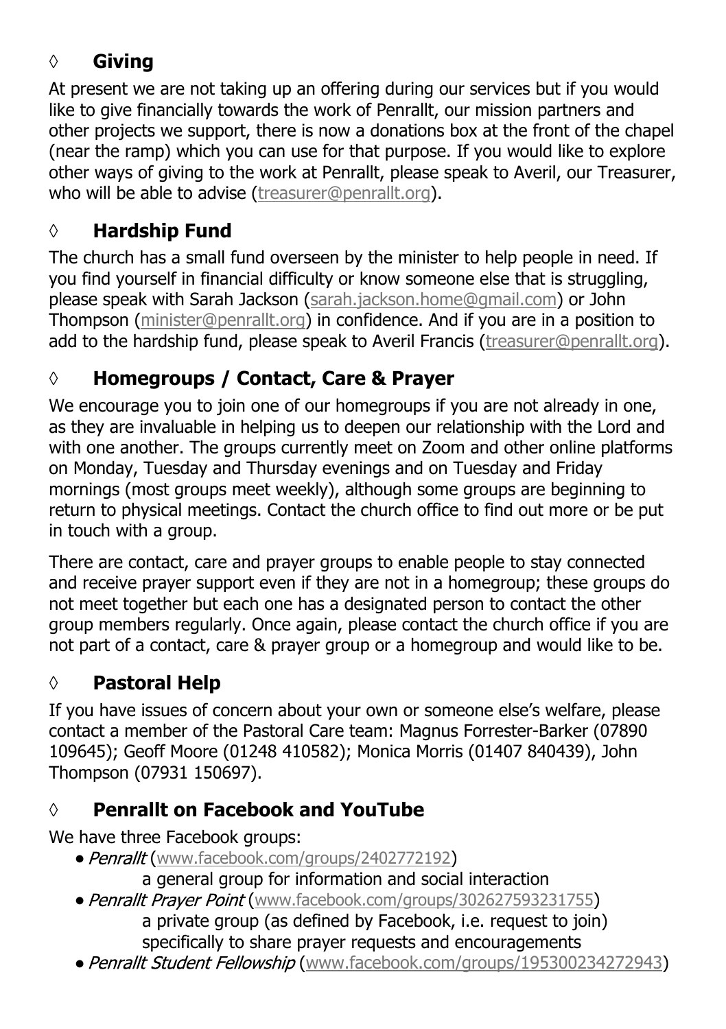## ◊ **Giving**

At present we are not taking up an offering during our services but if you would like to give financially towards the work of Penrallt, our mission partners and other projects we support, there is now a donations box at the front of the chapel (near the ramp) which you can use for that purpose. If you would like to explore other ways of giving to the work at Penrallt, please speak to Averil, our Treasurer, who will be able to advise (treasurer@penrallt.org).

## ◊ **Hardship Fund**

The church has a small fund overseen by the minister to help people in need. If you find yourself in financial difficulty or know someone else that is struggling, please speak with Sarah Jackson (sarah.jackson.home@gmail.com) or John Thompson (minister@penrallt.org) in confidence. And if you are in a position to add to the hardship fund, please speak to Averil Francis (treasurer@penrallt.org).

## ◊ **Homegroups / Contact, Care & Prayer**

We encourage you to join one of our homegroups if you are not already in one, as they are invaluable in helping us to deepen our relationship with the Lord and with one another. The groups currently meet on Zoom and other online platforms on Monday, Tuesday and Thursday evenings and on Tuesday and Friday mornings (most groups meet weekly), although some groups are beginning to return to physical meetings. Contact the church office to find out more or be put in touch with a group.

There are contact, care and prayer groups to enable people to stay connected and receive prayer support even if they are not in a homegroup; these groups do not meet together but each one has a designated person to contact the other group members regularly. Once again, please contact the church office if you are not part of a contact, care & prayer group or a homegroup and would like to be.

## ◊ **Pastoral Help**

If you have issues of concern about your own or someone else's welfare, please contact a member of the Pastoral Care team: Magnus Forrester-Barker (07890 109645); Geoff Moore (01248 410582); Monica Morris (01407 840439), John Thompson (07931 150697).

## ◊ **Penrallt on Facebook and YouTube**

We have three Facebook groups:

- *Penrallt* (www.facebook.com/groups/2402772192)
  a general group for information and social interaction
- *Penrallt Prayer Point* (www.facebook.com/groups/302627593231755)
  a private group (as defined by Facebook, i.e. request to join) specifically to share prayer requests and encouragements
- *Penrallt Student Fellowship* (www.facebook.com/groups/195300234272943)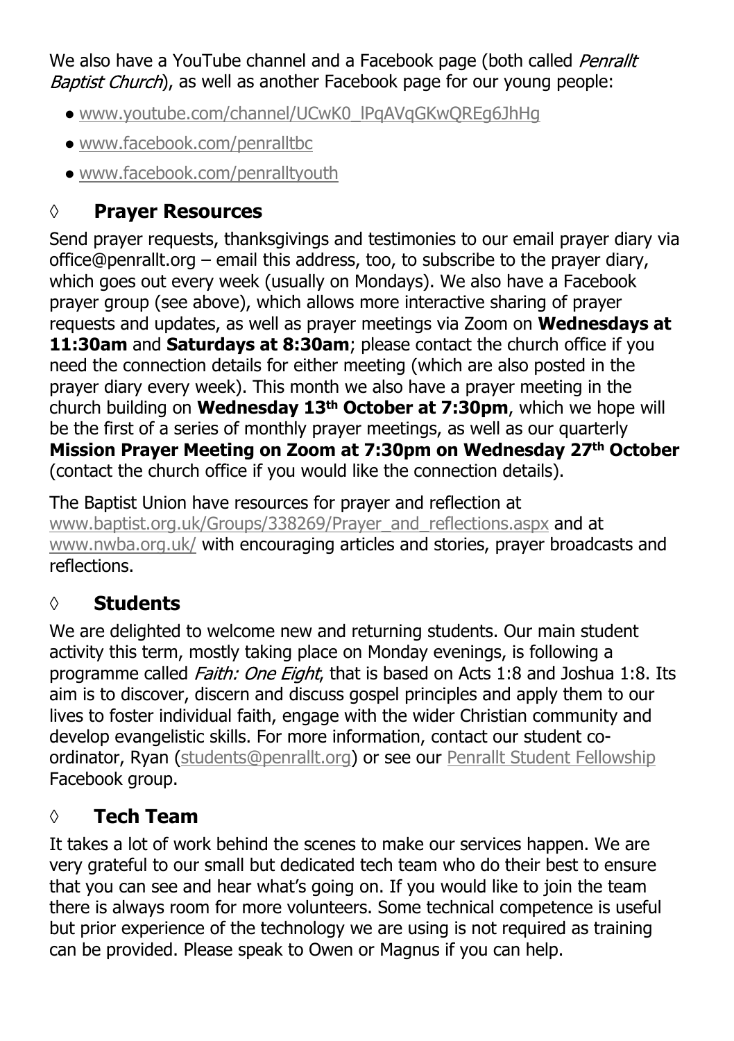We also have a YouTube channel and a Facebook page (both called *Penrallt Baptist Church*), as well as another Facebook page for our young people:

- www.youtube.com/channel/UCwK0_lPqAVqGKwQREg6JhHg
- www.facebook.com/penralltbc
- www.facebook.com/penralltyouth

## ◊ Prayer Resources

Send prayer requests, thanksgivings and testimonies to our email prayer diary via office@penrallt.org – email this address, too, to subscribe to the prayer diary, which goes out every week (usually on Mondays). We also have a Facebook prayer group (see above), which allows more interactive sharing of prayer requests and updates, as well as prayer meetings via Zoom on **Wednesdays at 11:30am** and **Saturdays at 8:30am**; please contact the church office if you need the connection details for either meeting (which are also posted in the prayer diary every week). This month we also have a prayer meeting in the church building on **Wednesday 13th October at 7:30pm**, which we hope will be the first of a series of monthly prayer meetings, as well as our quarterly **Mission Prayer Meeting on Zoom at 7:30pm on Wednesday 27th October** (contact the church office if you would like the connection details).

The Baptist Union have resources for prayer and reflection at www.baptist.org.uk/Groups/338269/Prayer_and_reflections.aspx and at www.nwba.org.uk/ with encouraging articles and stories, prayer broadcasts and reflections.

## ◊ Students

We are delighted to welcome new and returning students. Our main student activity this term, mostly taking place on Monday evenings, is following a programme called *Faith: One Eight*, that is based on Acts 1:8 and Joshua 1:8. Its aim is to discover, discern and discuss gospel principles and apply them to our lives to foster individual faith, engage with the wider Christian community and develop evangelistic skills. For more information, contact our student co-ordinator, Ryan (students@penrallt.org) or see our Penrallt Student Fellowship Facebook group.

## ◊ Tech Team

It takes a lot of work behind the scenes to make our services happen. We are very grateful to our small but dedicated tech team who do their best to ensure that you can see and hear what's going on. If you would like to join the team there is always room for more volunteers. Some technical competence is useful but prior experience of the technology we are using is not required as training can be provided. Please speak to Owen or Magnus if you can help.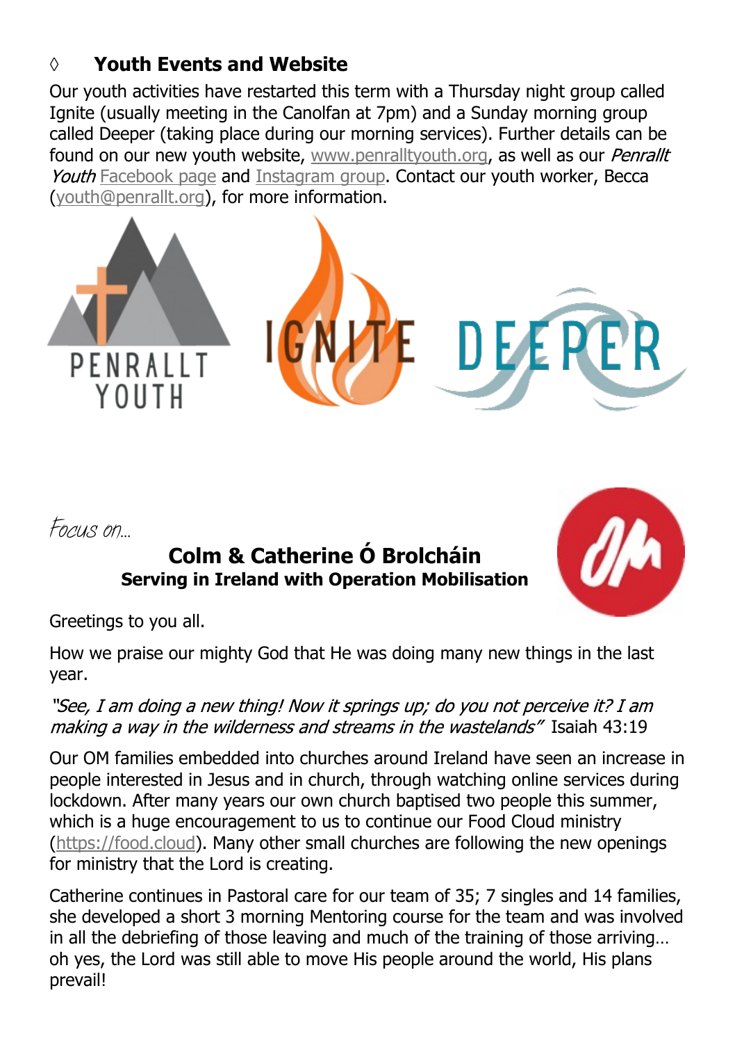## ◊ Youth Events and Website

Our youth activities have restarted this term with a Thursday night group called Ignite (usually meeting in the Canolfan at 7pm) and a Sunday morning group called Deeper (taking place during our morning services). Further details can be found on our new youth website, www.penralltyouth.org, as well as our *Penrallt Youth* Facebook page and Instagram group. Contact our youth worker, Becca (youth@penrallt.org), for more information.

*Focus on...*

## Colm & Catherine Ó Brolcháin

### Serving in Ireland with Operation Mobilisation

Greetings to you all.

How we praise our mighty God that He was doing many new things in the last year.

*"See, I am doing a new thing! Now it springs up; do you not perceive it? I am making a way in the wilderness and streams in the wastelands"* Isaiah 43:19

Our OM families embedded into churches around Ireland have seen an increase in people interested in Jesus and in church, through watching online services during lockdown. After many years our own church baptised two people this summer, which is a huge encouragement to us to continue our Food Cloud ministry (https://food.cloud). Many other small churches are following the new openings for ministry that the Lord is creating.

Catherine continues in Pastoral care for our team of 35; 7 singles and 14 families, she developed a short 3 morning Mentoring course for the team and was involved in all the debriefing of those leaving and much of the training of those arriving… oh yes, the Lord was still able to move His people around the world, His plans prevail!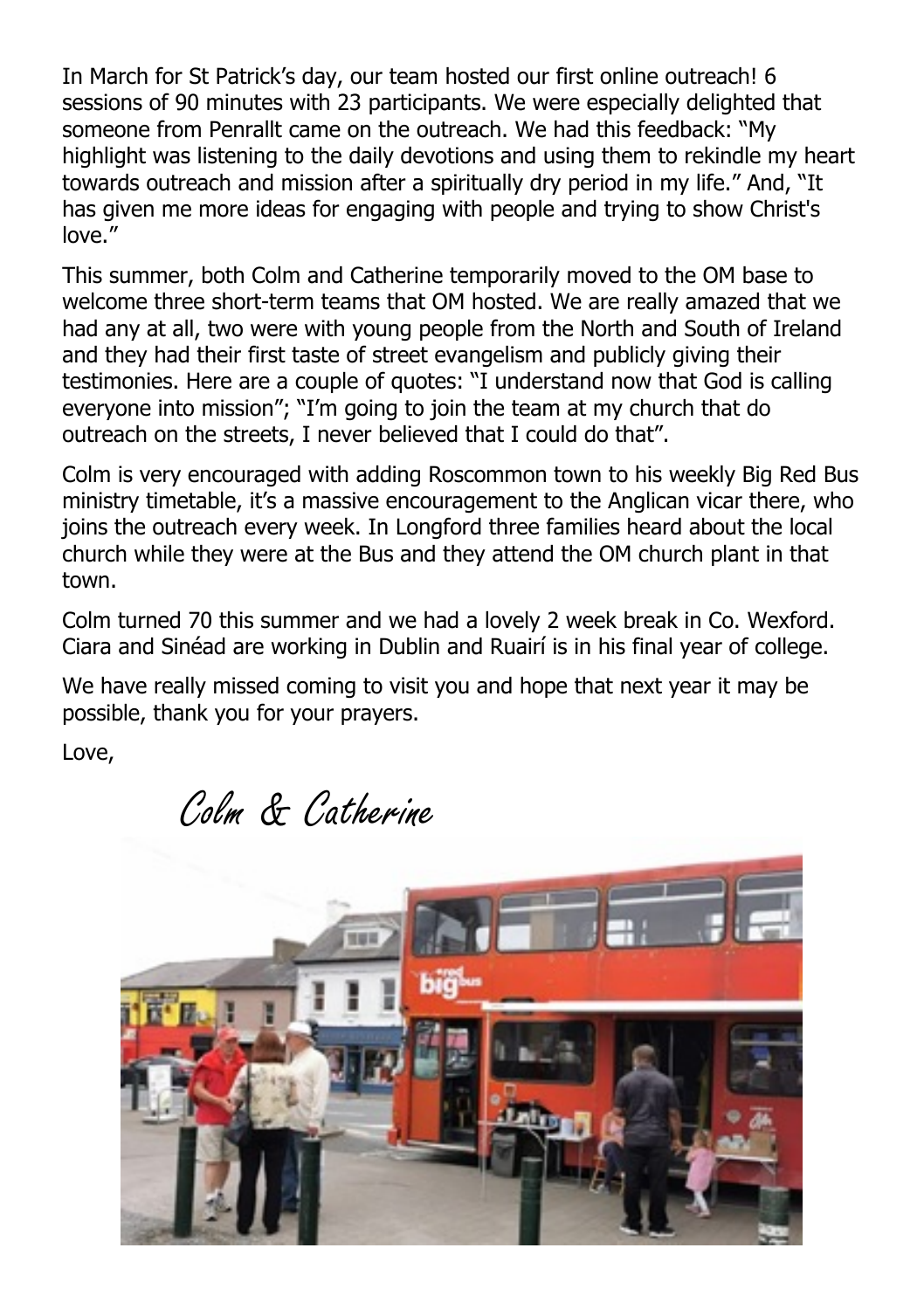In March for St Patrick's day, our team hosted our first online outreach! 6 sessions of 90 minutes with 23 participants. We were especially delighted that someone from Penrallt came on the outreach. We had this feedback: "My highlight was listening to the daily devotions and using them to rekindle my heart towards outreach and mission after a spiritually dry period in my life." And, "It has given me more ideas for engaging with people and trying to show Christ's love."

This summer, both Colm and Catherine temporarily moved to the OM base to welcome three short-term teams that OM hosted. We are really amazed that we had any at all, two were with young people from the North and South of Ireland and they had their first taste of street evangelism and publicly giving their testimonies. Here are a couple of quotes: "I understand now that God is calling everyone into mission"; "I'm going to join the team at my church that do outreach on the streets, I never believed that I could do that".

Colm is very encouraged with adding Roscommon town to his weekly Big Red Bus ministry timetable, it's a massive encouragement to the Anglican vicar there, who joins the outreach every week. In Longford three families heard about the local church while they were at the Bus and they attend the OM church plant in that town.

Colm turned 70 this summer and we had a lovely 2 week break in Co. Wexford. Ciara and Sinéad are working in Dublin and Ruairí is in his final year of college.

We have really missed coming to visit you and hope that next year it may be possible, thank you for your prayers.

Love,

*Colm & Catherine*